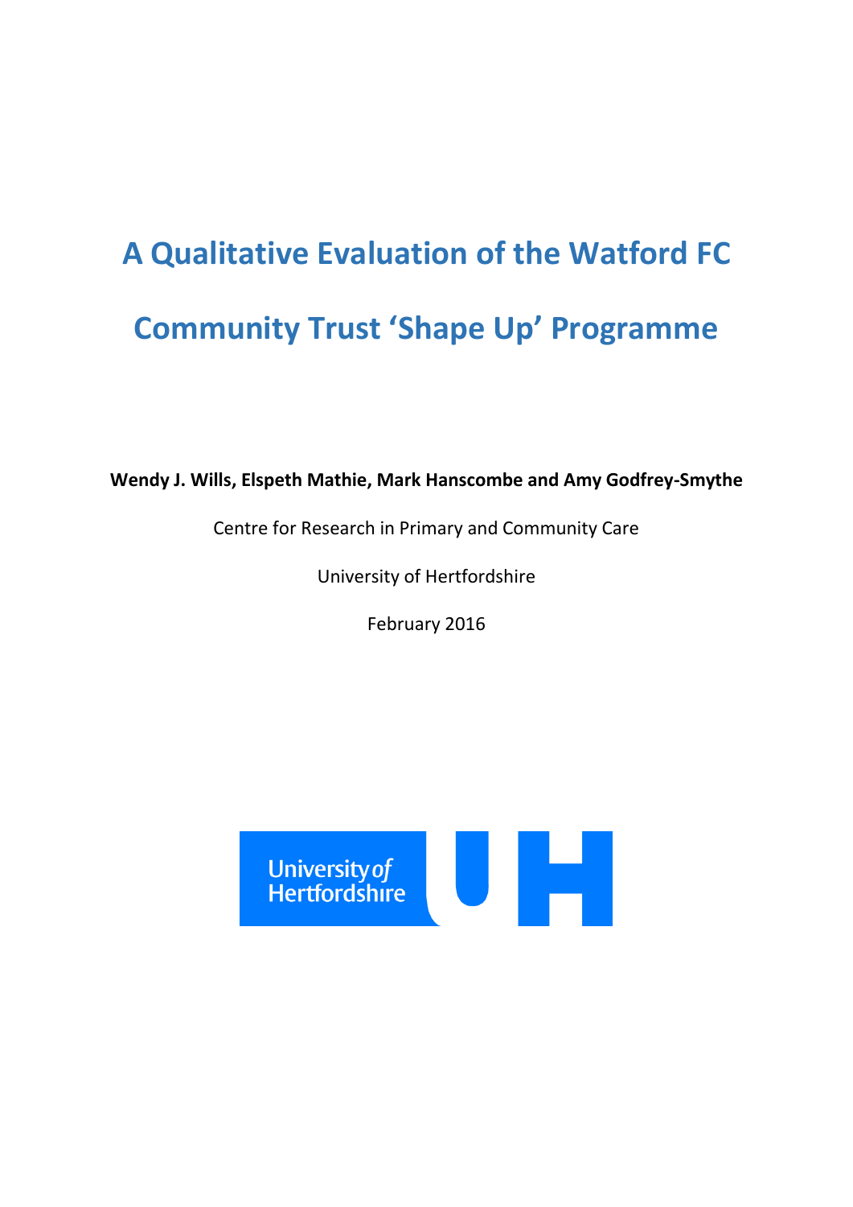# A Qualitative Evaluation of the Watford FC Community Trust 'Shape Up' Programme

**Wendy J. Wills, Elspeth Mathie, Mark Hanscombe and Amy Godfrey-Smythe**

Centre for Research in Primary and Community Care

University of Hertfordshire

February 2016

University of Hertfordshire UH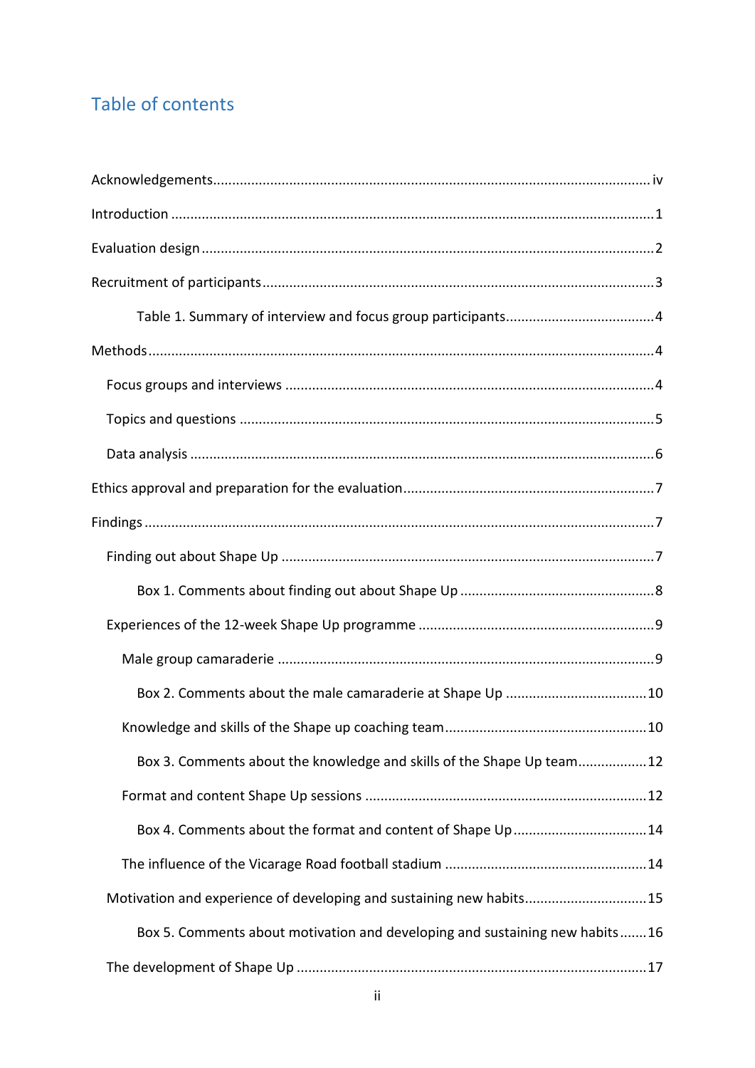## Table of contents

Acknowledgements ..... iv

Introduction ..... 1

Evaluation design ..... 2

Recruitment of participants ..... 3

        Table 1. Summary of interview and focus group participants ..... 4

Methods ..... 4

    Focus groups and interviews ..... 4

    Topics and questions ..... 5

    Data analysis ..... 6

Ethics approval and preparation for the evaluation ..... 7

Findings ..... 7

    Finding out about Shape Up ..... 7

        Box 1. Comments about finding out about Shape Up ..... 8

    Experiences of the 12-week Shape Up programme ..... 9

      Male group camaraderie ..... 9

        Box 2. Comments about the male camaraderie at Shape Up ..... 10

      Knowledge and skills of the Shape up coaching team ..... 10

        Box 3. Comments about the knowledge and skills of the Shape Up team ..... 12

      Format and content Shape Up sessions ..... 12

        Box 4. Comments about the format and content of Shape Up ..... 14

      The influence of the Vicarage Road football stadium ..... 14

    Motivation and experience of developing and sustaining new habits ..... 15

        Box 5. Comments about motivation and developing and sustaining new habits ..... 16

    The development of Shape Up ..... 17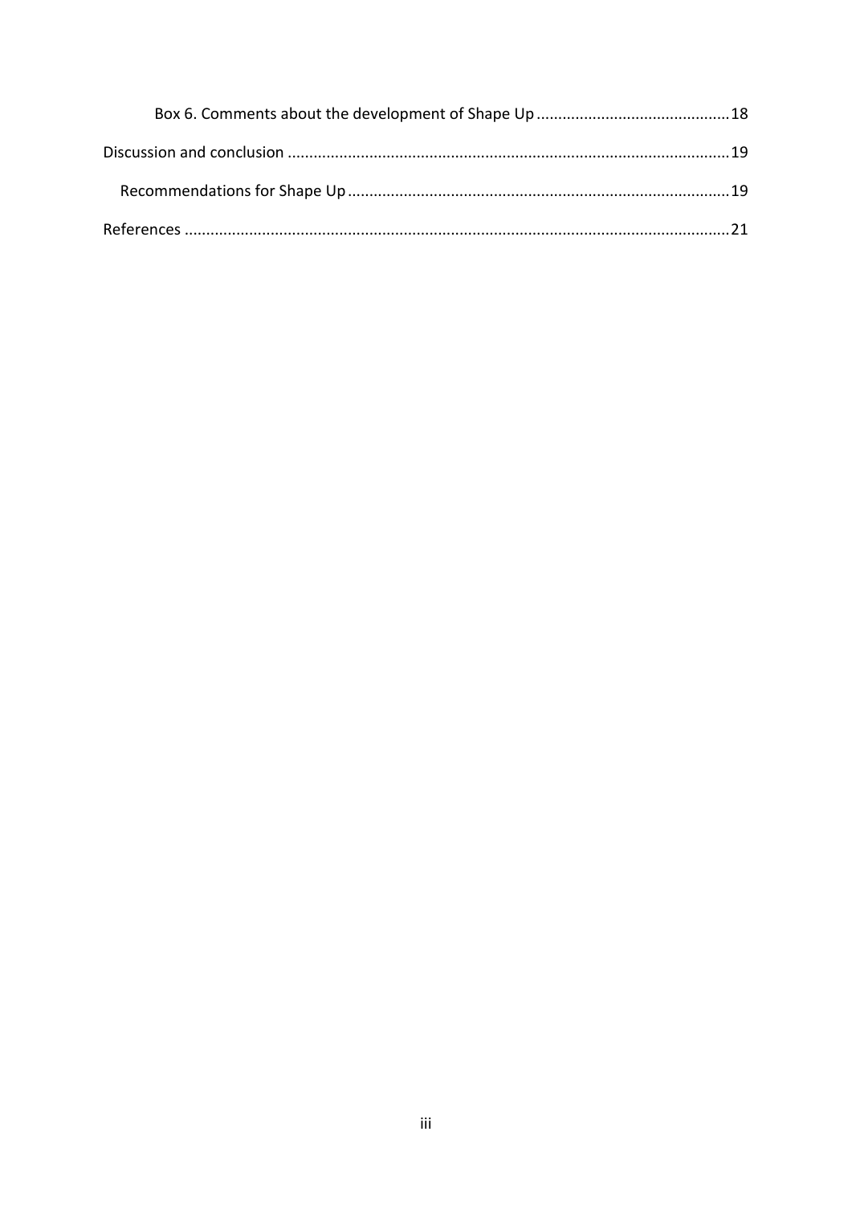Box 6. Comments about the development of Shape Up ....................................... 18

Discussion and conclusion ................................................................................... 19

Recommendations for Shape Up ....................................................................... 19

References ........................................................................................................... 21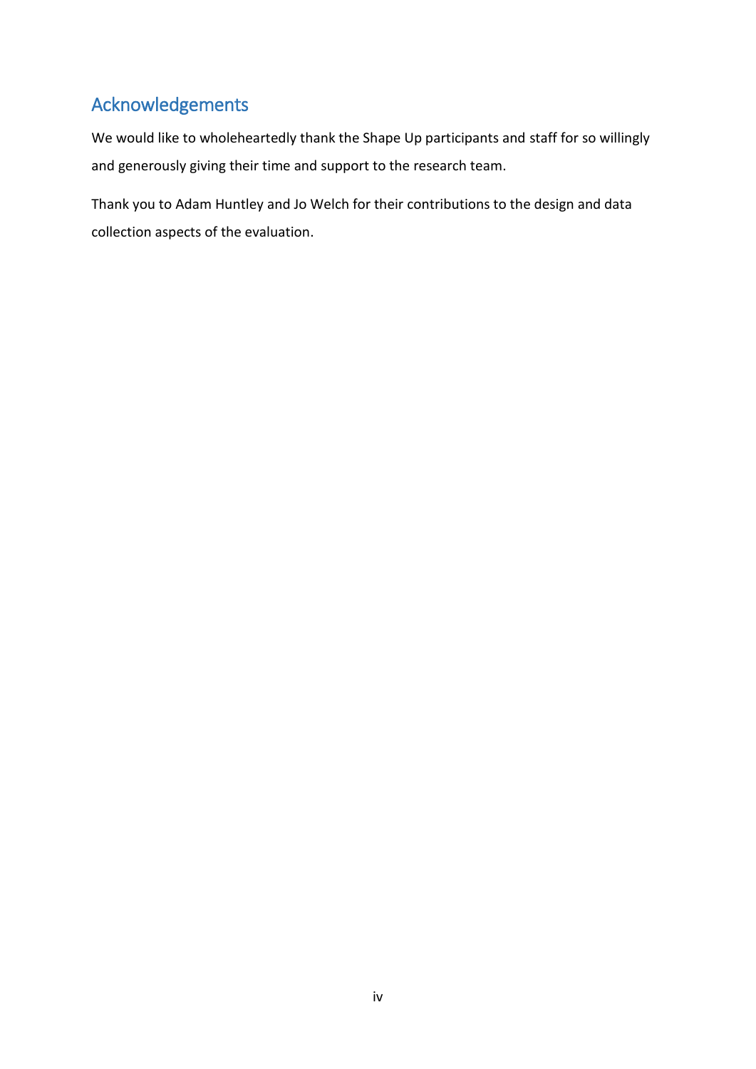## Acknowledgements

We would like to wholeheartedly thank the Shape Up participants and staff for so willingly and generously giving their time and support to the research team.

Thank you to Adam Huntley and Jo Welch for their contributions to the design and data collection aspects of the evaluation.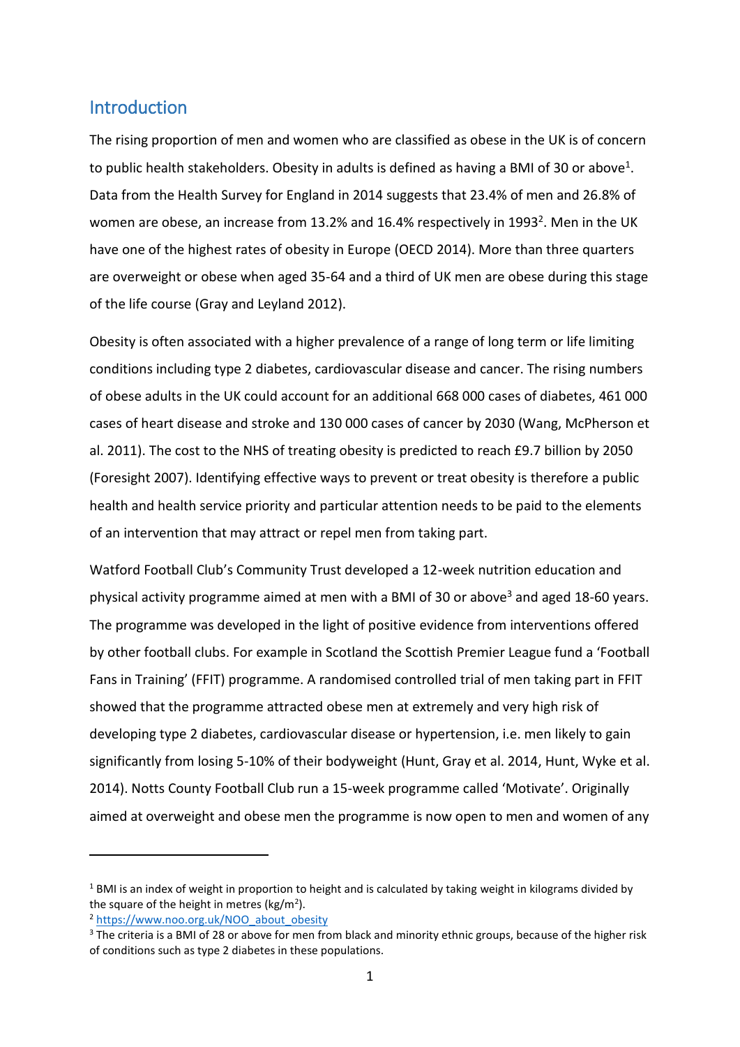## Introduction

The rising proportion of men and women who are classified as obese in the UK is of concern to public health stakeholders. Obesity in adults is defined as having a BMI of 30 or above[1]. Data from the Health Survey for England in 2014 suggests that 23.4% of men and 26.8% of women are obese, an increase from 13.2% and 16.4% respectively in 1993[2]. Men in the UK have one of the highest rates of obesity in Europe (OECD 2014). More than three quarters are overweight or obese when aged 35-64 and a third of UK men are obese during this stage of the life course (Gray and Leyland 2012).

Obesity is often associated with a higher prevalence of a range of long term or life limiting conditions including type 2 diabetes, cardiovascular disease and cancer. The rising numbers of obese adults in the UK could account for an additional 668 000 cases of diabetes, 461 000 cases of heart disease and stroke and 130 000 cases of cancer by 2030 (Wang, McPherson et al. 2011). The cost to the NHS of treating obesity is predicted to reach £9.7 billion by 2050 (Foresight 2007). Identifying effective ways to prevent or treat obesity is therefore a public health and health service priority and particular attention needs to be paid to the elements of an intervention that may attract or repel men from taking part.

Watford Football Club's Community Trust developed a 12-week nutrition education and physical activity programme aimed at men with a BMI of 30 or above[3] and aged 18-60 years. The programme was developed in the light of positive evidence from interventions offered by other football clubs. For example in Scotland the Scottish Premier League fund a 'Football Fans in Training' (FFIT) programme. A randomised controlled trial of men taking part in FFIT showed that the programme attracted obese men at extremely and very high risk of developing type 2 diabetes, cardiovascular disease or hypertension, i.e. men likely to gain significantly from losing 5-10% of their bodyweight (Hunt, Gray et al. 2014, Hunt, Wyke et al. 2014). Notts County Football Club run a 15-week programme called 'Motivate'. Originally aimed at overweight and obese men the programme is now open to men and women of any

---

[1] BMI is an index of weight in proportion to height and is calculated by taking weight in kilograms divided by the square of the height in metres ($kg/m^2$).

[2] https://www.noo.org.uk/NOO_about_obesity

[3] The criteria is a BMI of 28 or above for men from black and minority ethnic groups, because of the higher risk of conditions such as type 2 diabetes in these populations.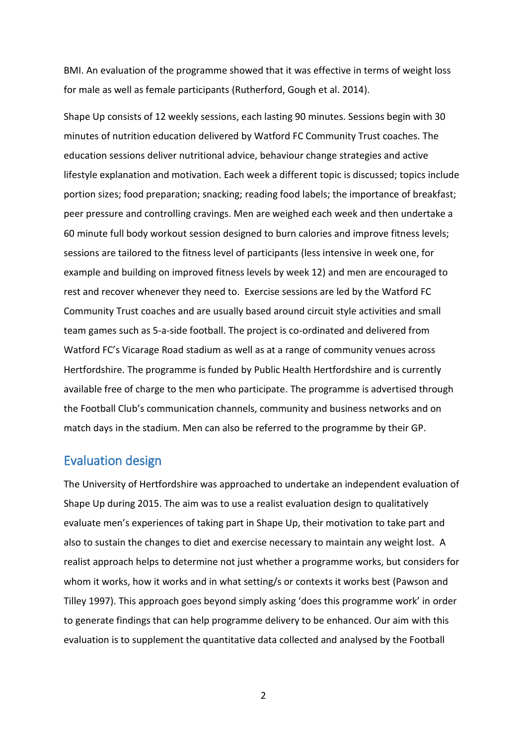BMI. An evaluation of the programme showed that it was effective in terms of weight loss for male as well as female participants (Rutherford, Gough et al. 2014).

Shape Up consists of 12 weekly sessions, each lasting 90 minutes. Sessions begin with 30 minutes of nutrition education delivered by Watford FC Community Trust coaches. The education sessions deliver nutritional advice, behaviour change strategies and active lifestyle explanation and motivation. Each week a different topic is discussed; topics include portion sizes; food preparation; snacking; reading food labels; the importance of breakfast; peer pressure and controlling cravings. Men are weighed each week and then undertake a 60 minute full body workout session designed to burn calories and improve fitness levels; sessions are tailored to the fitness level of participants (less intensive in week one, for example and building on improved fitness levels by week 12) and men are encouraged to rest and recover whenever they need to. Exercise sessions are led by the Watford FC Community Trust coaches and are usually based around circuit style activities and small team games such as 5-a-side football. The project is co-ordinated and delivered from Watford FC's Vicarage Road stadium as well as at a range of community venues across Hertfordshire. The programme is funded by Public Health Hertfordshire and is currently available free of charge to the men who participate. The programme is advertised through the Football Club's communication channels, community and business networks and on match days in the stadium. Men can also be referred to the programme by their GP.

## Evaluation design

The University of Hertfordshire was approached to undertake an independent evaluation of Shape Up during 2015. The aim was to use a realist evaluation design to qualitatively evaluate men's experiences of taking part in Shape Up, their motivation to take part and also to sustain the changes to diet and exercise necessary to maintain any weight lost. A realist approach helps to determine not just whether a programme works, but considers for whom it works, how it works and in what setting/s or contexts it works best (Pawson and Tilley 1997). This approach goes beyond simply asking 'does this programme work' in order to generate findings that can help programme delivery to be enhanced. Our aim with this evaluation is to supplement the quantitative data collected and analysed by the Football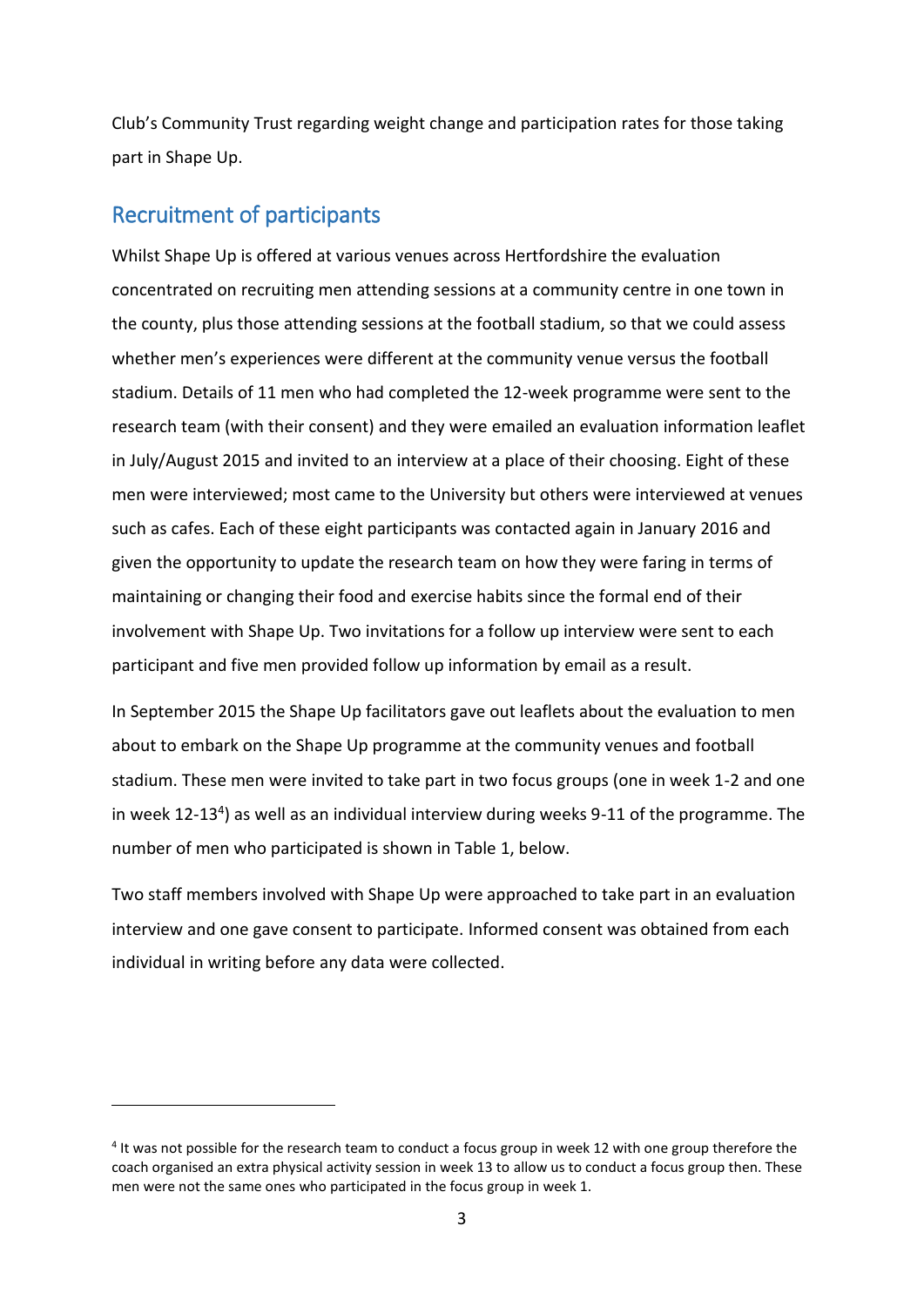Club's Community Trust regarding weight change and participation rates for those taking part in Shape Up.

## Recruitment of participants

Whilst Shape Up is offered at various venues across Hertfordshire the evaluation concentrated on recruiting men attending sessions at a community centre in one town in the county, plus those attending sessions at the football stadium, so that we could assess whether men's experiences were different at the community venue versus the football stadium. Details of 11 men who had completed the 12-week programme were sent to the research team (with their consent) and they were emailed an evaluation information leaflet in July/August 2015 and invited to an interview at a place of their choosing. Eight of these men were interviewed; most came to the University but others were interviewed at venues such as cafes. Each of these eight participants was contacted again in January 2016 and given the opportunity to update the research team on how they were faring in terms of maintaining or changing their food and exercise habits since the formal end of their involvement with Shape Up. Two invitations for a follow up interview were sent to each participant and five men provided follow up information by email as a result.

In September 2015 the Shape Up facilitators gave out leaflets about the evaluation to men about to embark on the Shape Up programme at the community venues and football stadium. These men were invited to take part in two focus groups (one in week 1-2 and one in week 12-13[4]) as well as an individual interview during weeks 9-11 of the programme. The number of men who participated is shown in Table 1, below.

Two staff members involved with Shape Up were approached to take part in an evaluation interview and one gave consent to participate. Informed consent was obtained from each individual in writing before any data were collected.

---

[4] It was not possible for the research team to conduct a focus group in week 12 with one group therefore the coach organised an extra physical activity session in week 13 to allow us to conduct a focus group then. These men were not the same ones who participated in the focus group in week 1.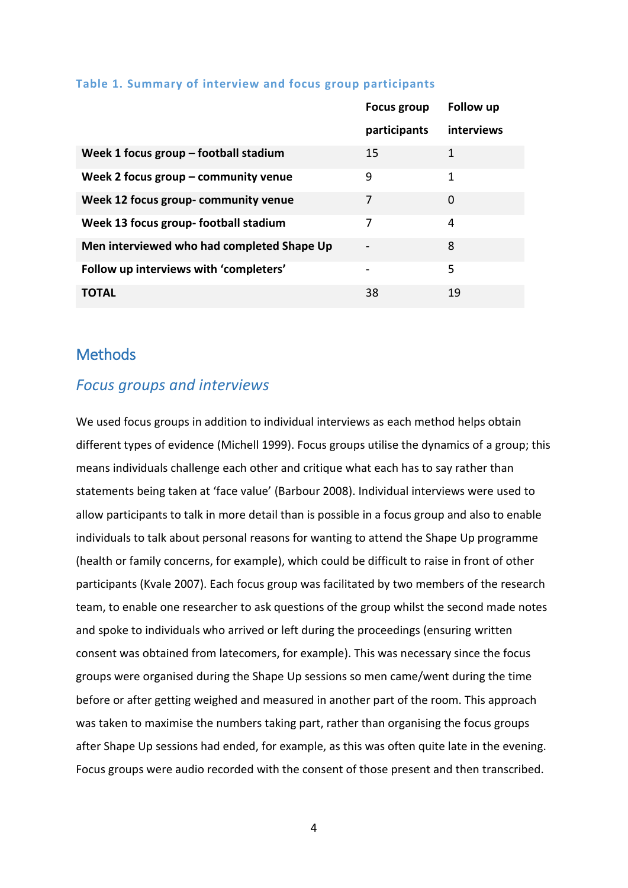**Table 1. Summary of interview and focus group participants**

| | Focus group participants | Follow up interviews |
|---|---|---|
| **Week 1 focus group – football stadium** | 15 | 1 |
| **Week 2 focus group – community venue** | 9 | 1 |
| **Week 12 focus group- community venue** | 7 | 0 |
| **Week 13 focus group- football stadium** | 7 | 4 |
| **Men interviewed who had completed Shape Up** | - | 8 |
| **Follow up interviews with 'completers'** | - | 5 |
| **TOTAL** | 38 | 19 |

## Methods

### *Focus groups and interviews*

We used focus groups in addition to individual interviews as each method helps obtain different types of evidence (Michell 1999). Focus groups utilise the dynamics of a group; this means individuals challenge each other and critique what each has to say rather than statements being taken at 'face value' (Barbour 2008). Individual interviews were used to allow participants to talk in more detail than is possible in a focus group and also to enable individuals to talk about personal reasons for wanting to attend the Shape Up programme (health or family concerns, for example), which could be difficult to raise in front of other participants (Kvale 2007). Each focus group was facilitated by two members of the research team, to enable one researcher to ask questions of the group whilst the second made notes and spoke to individuals who arrived or left during the proceedings (ensuring written consent was obtained from latecomers, for example). This was necessary since the focus groups were organised during the Shape Up sessions so men came/went during the time before or after getting weighed and measured in another part of the room. This approach was taken to maximise the numbers taking part, rather than organising the focus groups after Shape Up sessions had ended, for example, as this was often quite late in the evening. Focus groups were audio recorded with the consent of those present and then transcribed.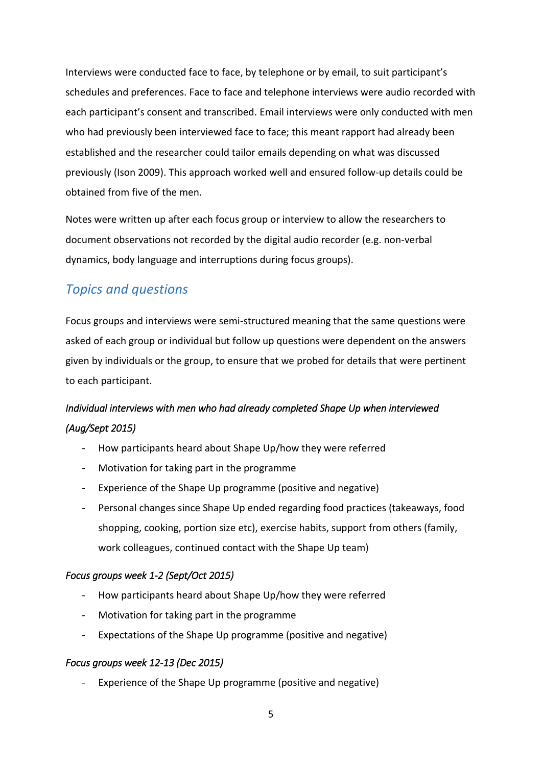Interviews were conducted face to face, by telephone or by email, to suit participant's schedules and preferences. Face to face and telephone interviews were audio recorded with each participant's consent and transcribed. Email interviews were only conducted with men who had previously been interviewed face to face; this meant rapport had already been established and the researcher could tailor emails depending on what was discussed previously (Ison 2009). This approach worked well and ensured follow-up details could be obtained from five of the men.

Notes were written up after each focus group or interview to allow the researchers to document observations not recorded by the digital audio recorder (e.g. non-verbal dynamics, body language and interruptions during focus groups).

## Topics and questions

Focus groups and interviews were semi-structured meaning that the same questions were asked of each group or individual but follow up questions were dependent on the answers given by individuals or the group, to ensure that we probed for details that were pertinent to each participant.

*Individual interviews with men who had already completed Shape Up when interviewed (Aug/Sept 2015)*

- How participants heard about Shape Up/how they were referred
- Motivation for taking part in the programme
- Experience of the Shape Up programme (positive and negative)
- Personal changes since Shape Up ended regarding food practices (takeaways, food shopping, cooking, portion size etc), exercise habits, support from others (family, work colleagues, continued contact with the Shape Up team)

*Focus groups week 1-2 (Sept/Oct 2015)*

- How participants heard about Shape Up/how they were referred
- Motivation for taking part in the programme
- Expectations of the Shape Up programme (positive and negative)

*Focus groups week 12-13 (Dec 2015)*

- Experience of the Shape Up programme (positive and negative)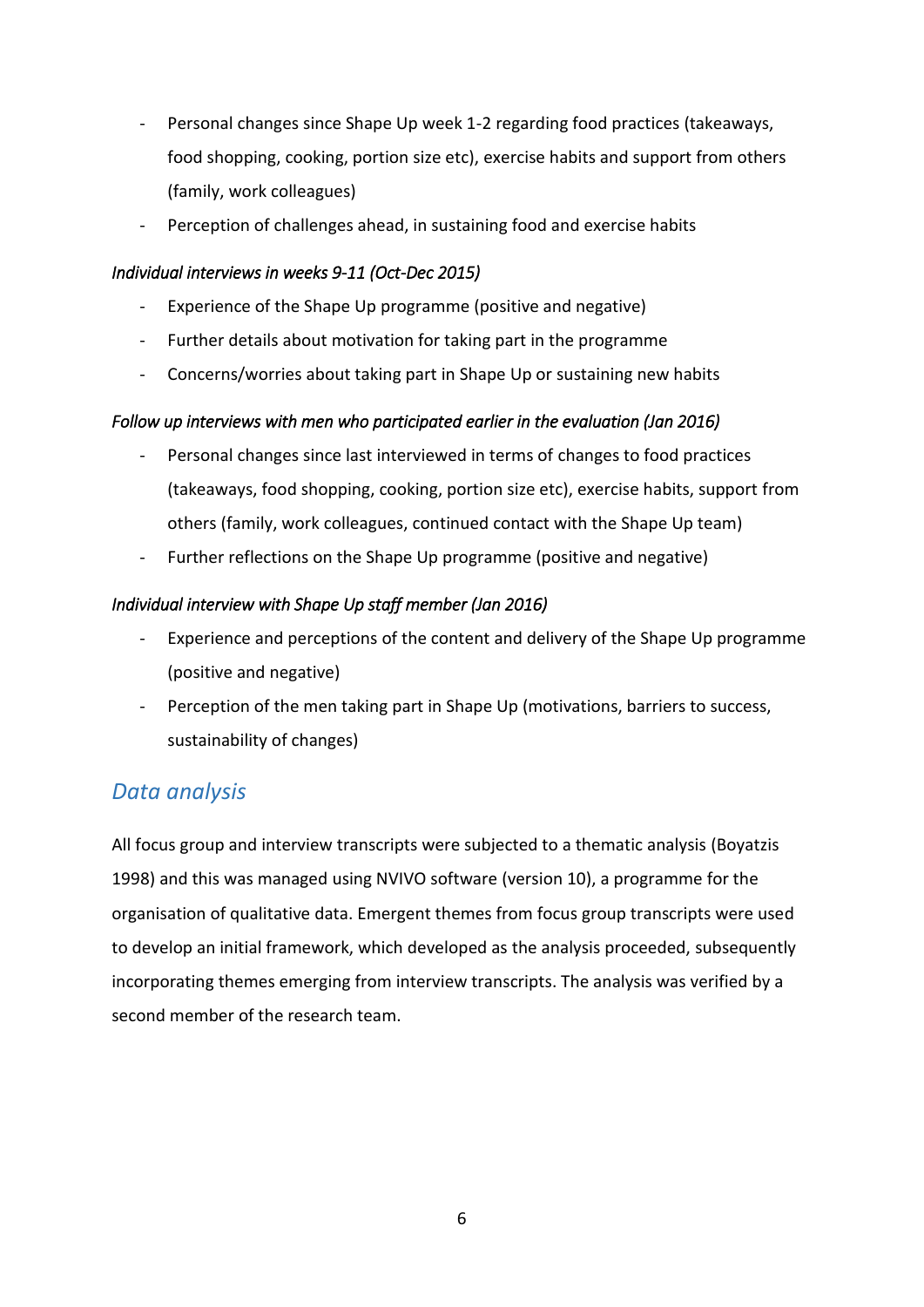- Personal changes since Shape Up week 1-2 regarding food practices (takeaways, food shopping, cooking, portion size etc), exercise habits and support from others (family, work colleagues)
- Perception of challenges ahead, in sustaining food and exercise habits

*Individual interviews in weeks 9-11 (Oct-Dec 2015)*

- Experience of the Shape Up programme (positive and negative)
- Further details about motivation for taking part in the programme
- Concerns/worries about taking part in Shape Up or sustaining new habits

*Follow up interviews with men who participated earlier in the evaluation (Jan 2016)*

- Personal changes since last interviewed in terms of changes to food practices (takeaways, food shopping, cooking, portion size etc), exercise habits, support from others (family, work colleagues, continued contact with the Shape Up team)
- Further reflections on the Shape Up programme (positive and negative)

*Individual interview with Shape Up staff member (Jan 2016)*

- Experience and perceptions of the content and delivery of the Shape Up programme (positive and negative)
- Perception of the men taking part in Shape Up (motivations, barriers to success, sustainability of changes)

## *Data analysis*

All focus group and interview transcripts were subjected to a thematic analysis (Boyatzis 1998) and this was managed using NVIVO software (version 10), a programme for the organisation of qualitative data. Emergent themes from focus group transcripts were used to develop an initial framework, which developed as the analysis proceeded, subsequently incorporating themes emerging from interview transcripts. The analysis was verified by a second member of the research team.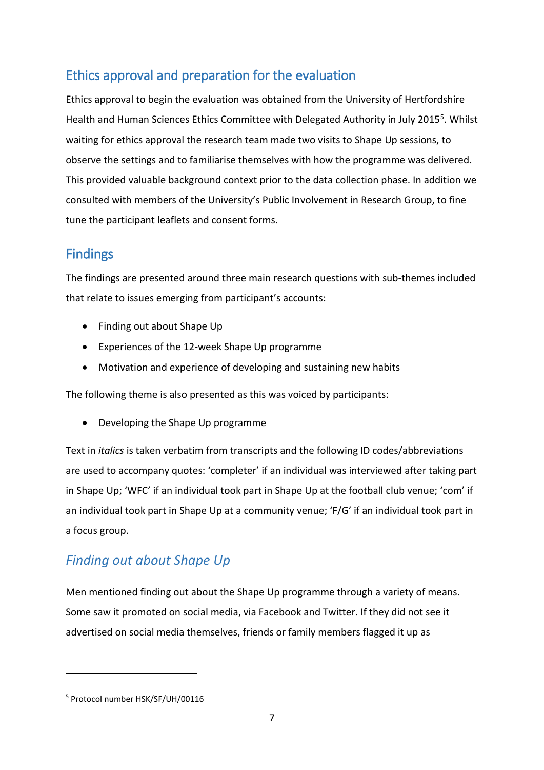## Ethics approval and preparation for the evaluation

Ethics approval to begin the evaluation was obtained from the University of Hertfordshire Health and Human Sciences Ethics Committee with Delegated Authority in July 2015[5]. Whilst waiting for ethics approval the research team made two visits to Shape Up sessions, to observe the settings and to familiarise themselves with how the programme was delivered. This provided valuable background context prior to the data collection phase. In addition we consulted with members of the University's Public Involvement in Research Group, to fine tune the participant leaflets and consent forms.

## Findings

The findings are presented around three main research questions with sub-themes included that relate to issues emerging from participant's accounts:

- Finding out about Shape Up
- Experiences of the 12-week Shape Up programme
- Motivation and experience of developing and sustaining new habits

The following theme is also presented as this was voiced by participants:

- Developing the Shape Up programme

Text in *italics* is taken verbatim from transcripts and the following ID codes/abbreviations are used to accompany quotes: 'completer' if an individual was interviewed after taking part in Shape Up; 'WFC' if an individual took part in Shape Up at the football club venue; 'com' if an individual took part in Shape Up at a community venue; 'F/G' if an individual took part in a focus group.

### *Finding out about Shape Up*

Men mentioned finding out about the Shape Up programme through a variety of means. Some saw it promoted on social media, via Facebook and Twitter. If they did not see it advertised on social media themselves, friends or family members flagged it up as

[5] Protocol number HSK/SF/UH/00116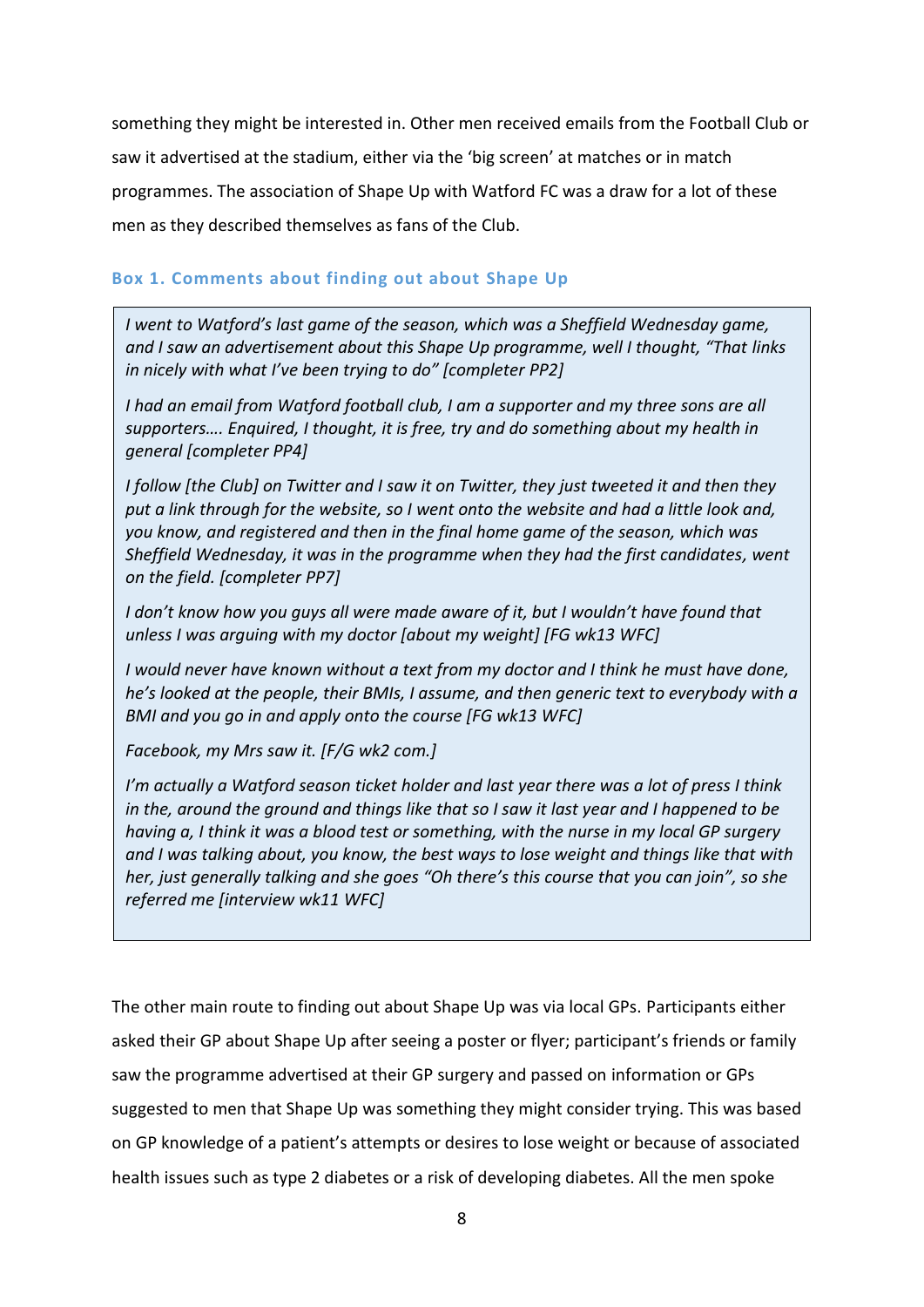something they might be interested in. Other men received emails from the Football Club or saw it advertised at the stadium, either via the 'big screen' at matches or in match programmes. The association of Shape Up with Watford FC was a draw for a lot of these men as they described themselves as fans of the Club.

### Box 1. Comments about finding out about Shape Up

> *I went to Watford's last game of the season, which was a Sheffield Wednesday game, and I saw an advertisement about this Shape Up programme, well I thought, "That links in nicely with what I've been trying to do" [completer PP2]*
>
> *I had an email from Watford football club, I am a supporter and my three sons are all supporters…. Enquired, I thought, it is free, try and do something about my health in general [completer PP4]*
>
> *I follow [the Club] on Twitter and I saw it on Twitter, they just tweeted it and then they put a link through for the website, so I went onto the website and had a little look and, you know, and registered and then in the final home game of the season, which was Sheffield Wednesday, it was in the programme when they had the first candidates, went on the field. [completer PP7]*
>
> *I don't know how you guys all were made aware of it, but I wouldn't have found that unless I was arguing with my doctor [about my weight] [FG wk13 WFC]*
>
> *I would never have known without a text from my doctor and I think he must have done, he's looked at the people, their BMIs, I assume, and then generic text to everybody with a BMI and you go in and apply onto the course [FG wk13 WFC]*
>
> *Facebook, my Mrs saw it. [F/G wk2 com.]*
>
> *I'm actually a Watford season ticket holder and last year there was a lot of press I think in the, around the ground and things like that so I saw it last year and I happened to be having a, I think it was a blood test or something, with the nurse in my local GP surgery and I was talking about, you know, the best ways to lose weight and things like that with her, just generally talking and she goes "Oh there's this course that you can join", so she referred me [interview wk11 WFC]*

The other main route to finding out about Shape Up was via local GPs. Participants either asked their GP about Shape Up after seeing a poster or flyer; participant's friends or family saw the programme advertised at their GP surgery and passed on information or GPs suggested to men that Shape Up was something they might consider trying. This was based on GP knowledge of a patient's attempts or desires to lose weight or because of associated health issues such as type 2 diabetes or a risk of developing diabetes. All the men spoke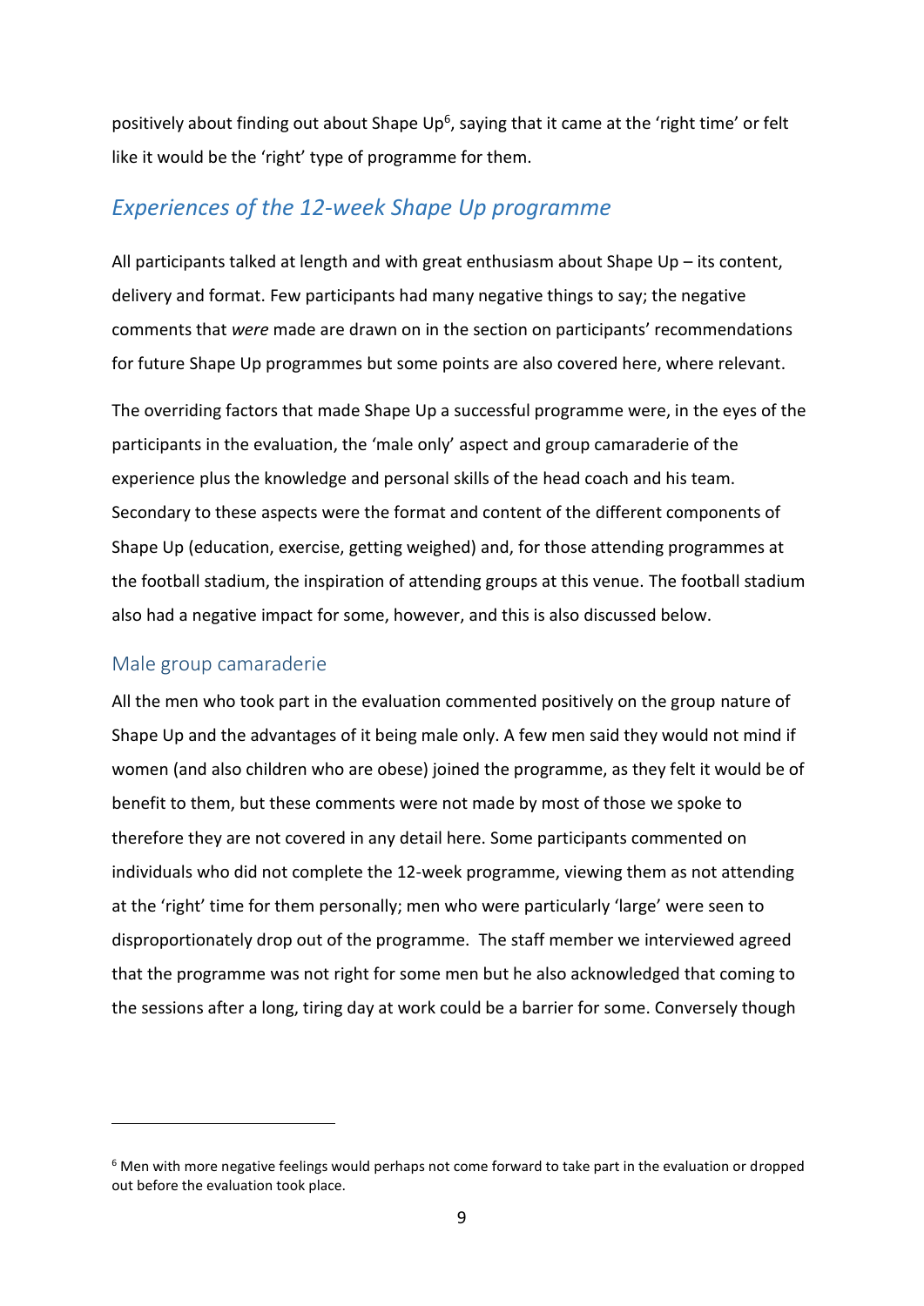positively about finding out about Shape Up[6], saying that it came at the 'right time' or felt like it would be the 'right' type of programme for them.

## *Experiences of the 12-week Shape Up programme*

All participants talked at length and with great enthusiasm about Shape Up – its content, delivery and format. Few participants had many negative things to say; the negative comments that *were* made are drawn on in the section on participants' recommendations for future Shape Up programmes but some points are also covered here, where relevant.

The overriding factors that made Shape Up a successful programme were, in the eyes of the participants in the evaluation, the 'male only' aspect and group camaraderie of the experience plus the knowledge and personal skills of the head coach and his team. Secondary to these aspects were the format and content of the different components of Shape Up (education, exercise, getting weighed) and, for those attending programmes at the football stadium, the inspiration of attending groups at this venue. The football stadium also had a negative impact for some, however, and this is also discussed below.

### Male group camaraderie

All the men who took part in the evaluation commented positively on the group nature of Shape Up and the advantages of it being male only. A few men said they would not mind if women (and also children who are obese) joined the programme, as they felt it would be of benefit to them, but these comments were not made by most of those we spoke to therefore they are not covered in any detail here. Some participants commented on individuals who did not complete the 12-week programme, viewing them as not attending at the 'right' time for them personally; men who were particularly 'large' were seen to disproportionately drop out of the programme. The staff member we interviewed agreed that the programme was not right for some men but he also acknowledged that coming to the sessions after a long, tiring day at work could be a barrier for some. Conversely though

[6] Men with more negative feelings would perhaps not come forward to take part in the evaluation or dropped out before the evaluation took place.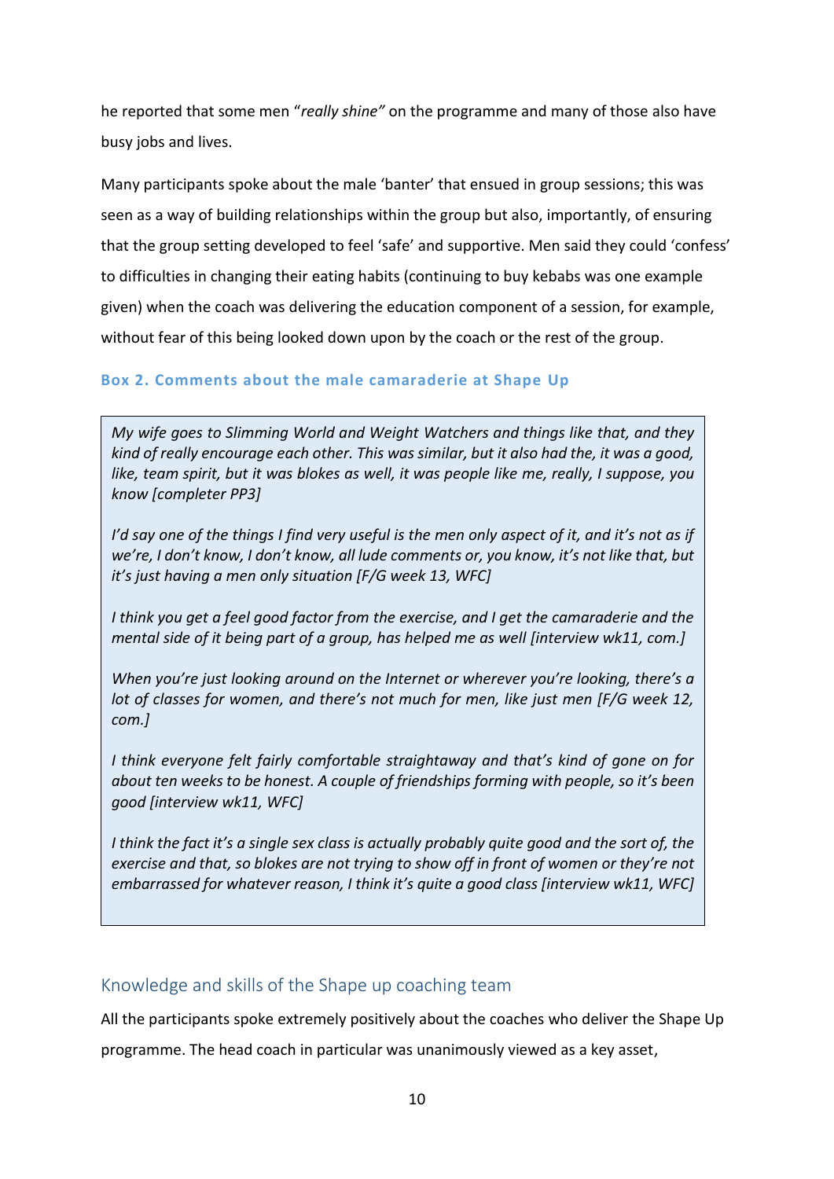he reported that some men "*really shine"* on the programme and many of those also have busy jobs and lives.

Many participants spoke about the male 'banter' that ensued in group sessions; this was seen as a way of building relationships within the group but also, importantly, of ensuring that the group setting developed to feel 'safe' and supportive. Men said they could 'confess' to difficulties in changing their eating habits (continuing to buy kebabs was one example given) when the coach was delivering the education component of a session, for example, without fear of this being looked down upon by the coach or the rest of the group.

#### Box 2. Comments about the male camaraderie at Shape Up

> *My wife goes to Slimming World and Weight Watchers and things like that, and they kind of really encourage each other. This was similar, but it also had the, it was a good, like, team spirit, but it was blokes as well, it was people like me, really, I suppose, you know [completer PP3]*
>
> *I'd say one of the things I find very useful is the men only aspect of it, and it's not as if we're, I don't know, I don't know, all lude comments or, you know, it's not like that, but it's just having a men only situation [F/G week 13, WFC]*
>
> *I think you get a feel good factor from the exercise, and I get the camaraderie and the mental side of it being part of a group, has helped me as well [interview wk11, com.]*
>
> *When you're just looking around on the Internet or wherever you're looking, there's a lot of classes for women, and there's not much for men, like just men [F/G week 12, com.]*
>
> *I think everyone felt fairly comfortable straightaway and that's kind of gone on for about ten weeks to be honest. A couple of friendships forming with people, so it's been good [interview wk11, WFC]*
>
> *I think the fact it's a single sex class is actually probably quite good and the sort of, the exercise and that, so blokes are not trying to show off in front of women or they're not embarrassed for whatever reason, I think it's quite a good class [interview wk11, WFC]*

### Knowledge and skills of the Shape up coaching team

All the participants spoke extremely positively about the coaches who deliver the Shape Up programme. The head coach in particular was unanimously viewed as a key asset,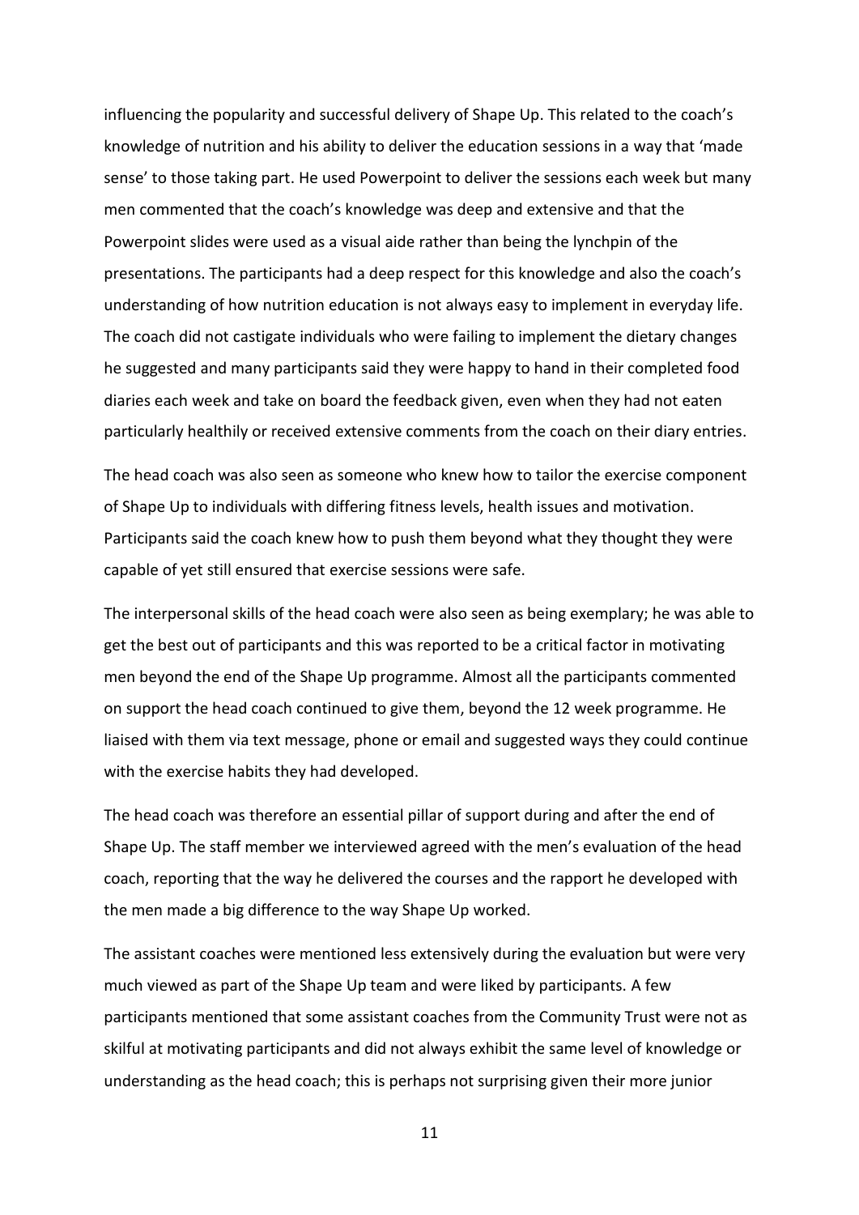influencing the popularity and successful delivery of Shape Up. This related to the coach's knowledge of nutrition and his ability to deliver the education sessions in a way that 'made sense' to those taking part. He used Powerpoint to deliver the sessions each week but many men commented that the coach's knowledge was deep and extensive and that the Powerpoint slides were used as a visual aide rather than being the lynchpin of the presentations. The participants had a deep respect for this knowledge and also the coach's understanding of how nutrition education is not always easy to implement in everyday life. The coach did not castigate individuals who were failing to implement the dietary changes he suggested and many participants said they were happy to hand in their completed food diaries each week and take on board the feedback given, even when they had not eaten particularly healthily or received extensive comments from the coach on their diary entries.

The head coach was also seen as someone who knew how to tailor the exercise component of Shape Up to individuals with differing fitness levels, health issues and motivation. Participants said the coach knew how to push them beyond what they thought they were capable of yet still ensured that exercise sessions were safe.

The interpersonal skills of the head coach were also seen as being exemplary; he was able to get the best out of participants and this was reported to be a critical factor in motivating men beyond the end of the Shape Up programme. Almost all the participants commented on support the head coach continued to give them, beyond the 12 week programme. He liaised with them via text message, phone or email and suggested ways they could continue with the exercise habits they had developed.

The head coach was therefore an essential pillar of support during and after the end of Shape Up. The staff member we interviewed agreed with the men's evaluation of the head coach, reporting that the way he delivered the courses and the rapport he developed with the men made a big difference to the way Shape Up worked.

The assistant coaches were mentioned less extensively during the evaluation but were very much viewed as part of the Shape Up team and were liked by participants. A few participants mentioned that some assistant coaches from the Community Trust were not as skilful at motivating participants and did not always exhibit the same level of knowledge or understanding as the head coach; this is perhaps not surprising given their more junior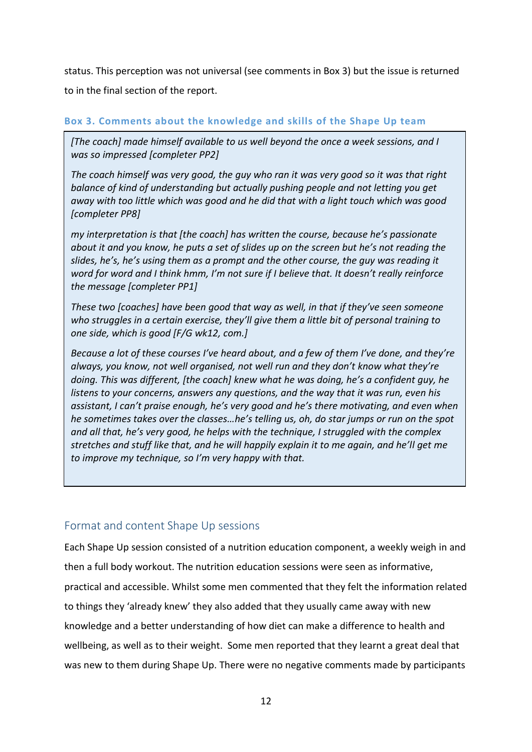status. This perception was not universal (see comments in Box 3) but the issue is returned to in the final section of the report.

#### Box 3. Comments about the knowledge and skills of the Shape Up team

> *[The coach] made himself available to us well beyond the once a week sessions, and I was so impressed [completer PP2]*
>
> *The coach himself was very good, the guy who ran it was very good so it was that right balance of kind of understanding but actually pushing people and not letting you get away with too little which was good and he did that with a light touch which was good [completer PP8]*
>
> *my interpretation is that [the coach] has written the course, because he's passionate about it and you know, he puts a set of slides up on the screen but he's not reading the slides, he's, he's using them as a prompt and the other course, the guy was reading it word for word and I think hmm, I'm not sure if I believe that. It doesn't really reinforce the message [completer PP1]*
>
> *These two [coaches] have been good that way as well, in that if they've seen someone who struggles in a certain exercise, they'll give them a little bit of personal training to one side, which is good [F/G wk12, com.]*
>
> *Because a lot of these courses I've heard about, and a few of them I've done, and they're always, you know, not well organised, not well run and they don't know what they're doing. This was different, [the coach] knew what he was doing, he's a confident guy, he listens to your concerns, answers any questions, and the way that it was run, even his assistant, I can't praise enough, he's very good and he's there motivating, and even when he sometimes takes over the classes…he's telling us, oh, do star jumps or run on the spot and all that, he's very good, he helps with the technique, I struggled with the complex stretches and stuff like that, and he will happily explain it to me again, and he'll get me to improve my technique, so I'm very happy with that.*

## Format and content Shape Up sessions

Each Shape Up session consisted of a nutrition education component, a weekly weigh in and then a full body workout. The nutrition education sessions were seen as informative, practical and accessible. Whilst some men commented that they felt the information related to things they 'already knew' they also added that they usually came away with new knowledge and a better understanding of how diet can make a difference to health and wellbeing, as well as to their weight. Some men reported that they learnt a great deal that was new to them during Shape Up. There were no negative comments made by participants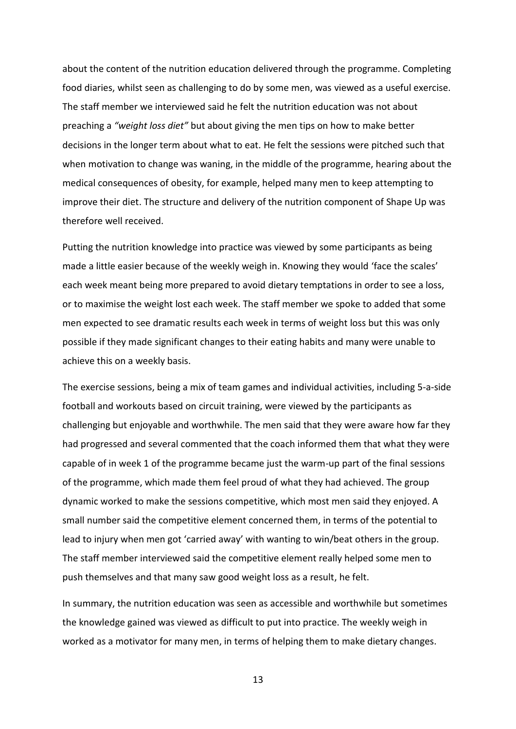about the content of the nutrition education delivered through the programme. Completing food diaries, whilst seen as challenging to do by some men, was viewed as a useful exercise. The staff member we interviewed said he felt the nutrition education was not about preaching a *"weight loss diet"* but about giving the men tips on how to make better decisions in the longer term about what to eat. He felt the sessions were pitched such that when motivation to change was waning, in the middle of the programme, hearing about the medical consequences of obesity, for example, helped many men to keep attempting to improve their diet. The structure and delivery of the nutrition component of Shape Up was therefore well received.

Putting the nutrition knowledge into practice was viewed by some participants as being made a little easier because of the weekly weigh in. Knowing they would 'face the scales' each week meant being more prepared to avoid dietary temptations in order to see a loss, or to maximise the weight lost each week. The staff member we spoke to added that some men expected to see dramatic results each week in terms of weight loss but this was only possible if they made significant changes to their eating habits and many were unable to achieve this on a weekly basis.

The exercise sessions, being a mix of team games and individual activities, including 5-a-side football and workouts based on circuit training, were viewed by the participants as challenging but enjoyable and worthwhile. The men said that they were aware how far they had progressed and several commented that the coach informed them that what they were capable of in week 1 of the programme became just the warm-up part of the final sessions of the programme, which made them feel proud of what they had achieved. The group dynamic worked to make the sessions competitive, which most men said they enjoyed. A small number said the competitive element concerned them, in terms of the potential to lead to injury when men got 'carried away' with wanting to win/beat others in the group. The staff member interviewed said the competitive element really helped some men to push themselves and that many saw good weight loss as a result, he felt.

In summary, the nutrition education was seen as accessible and worthwhile but sometimes the knowledge gained was viewed as difficult to put into practice. The weekly weigh in worked as a motivator for many men, in terms of helping them to make dietary changes.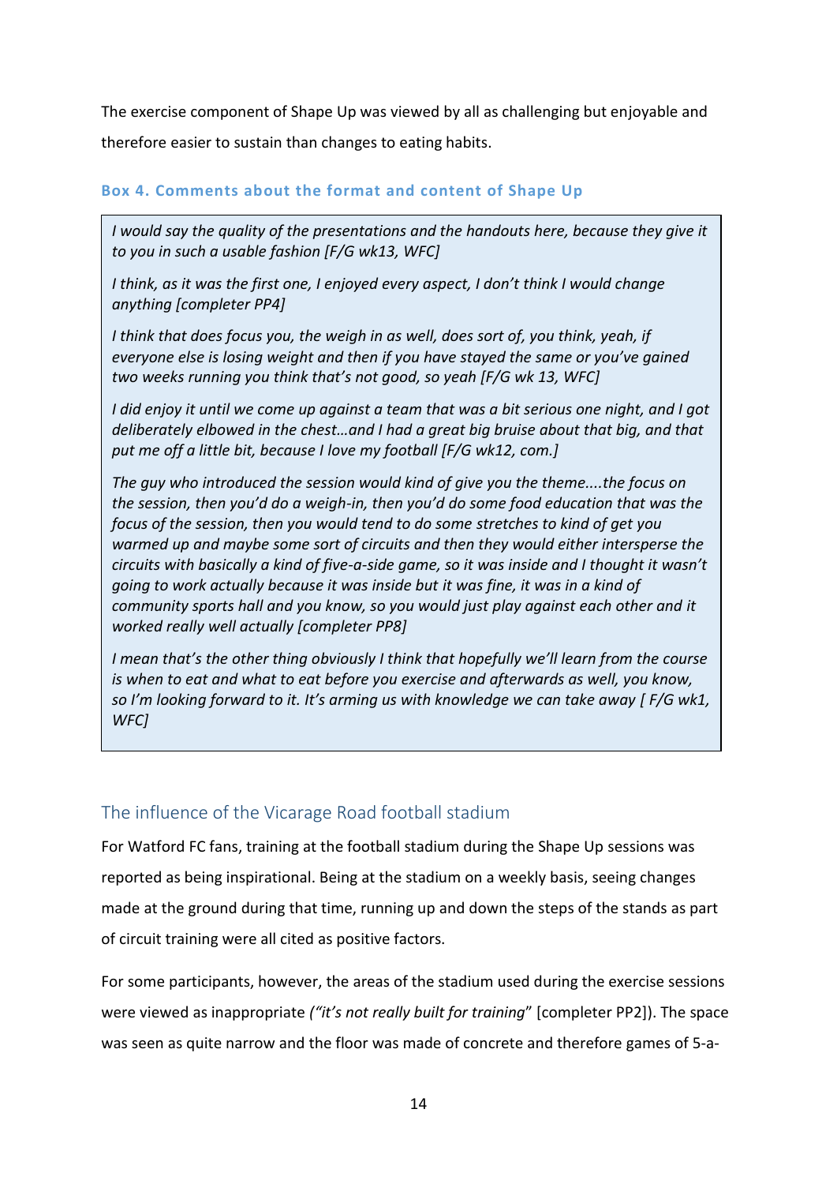The exercise component of Shape Up was viewed by all as challenging but enjoyable and therefore easier to sustain than changes to eating habits.

### Box 4. Comments about the format and content of Shape Up

> *I would say the quality of the presentations and the handouts here, because they give it to you in such a usable fashion [F/G wk13, WFC]*
>
> *I think, as it was the first one, I enjoyed every aspect, I don't think I would change anything [completer PP4]*
>
> *I think that does focus you, the weigh in as well, does sort of, you think, yeah, if everyone else is losing weight and then if you have stayed the same or you've gained two weeks running you think that's not good, so yeah [F/G wk 13, WFC]*
>
> *I did enjoy it until we come up against a team that was a bit serious one night, and I got deliberately elbowed in the chest…and I had a great big bruise about that big, and that put me off a little bit, because I love my football [F/G wk12, com.]*
>
> *The guy who introduced the session would kind of give you the theme....the focus on the session, then you'd do a weigh-in, then you'd do some food education that was the focus of the session, then you would tend to do some stretches to kind of get you warmed up and maybe some sort of circuits and then they would either intersperse the circuits with basically a kind of five-a-side game, so it was inside and I thought it wasn't going to work actually because it was inside but it was fine, it was in a kind of community sports hall and you know, so you would just play against each other and it worked really well actually [completer PP8]*
>
> *I mean that's the other thing obviously I think that hopefully we'll learn from the course is when to eat and what to eat before you exercise and afterwards as well, you know, so I'm looking forward to it. It's arming us with knowledge we can take away [ F/G wk1, WFC]*

## The influence of the Vicarage Road football stadium

For Watford FC fans, training at the football stadium during the Shape Up sessions was reported as being inspirational. Being at the stadium on a weekly basis, seeing changes made at the ground during that time, running up and down the steps of the stands as part of circuit training were all cited as positive factors.

For some participants, however, the areas of the stadium used during the exercise sessions were viewed as inappropriate *("it's not really built for training*" [completer PP2]). The space was seen as quite narrow and the floor was made of concrete and therefore games of 5-a-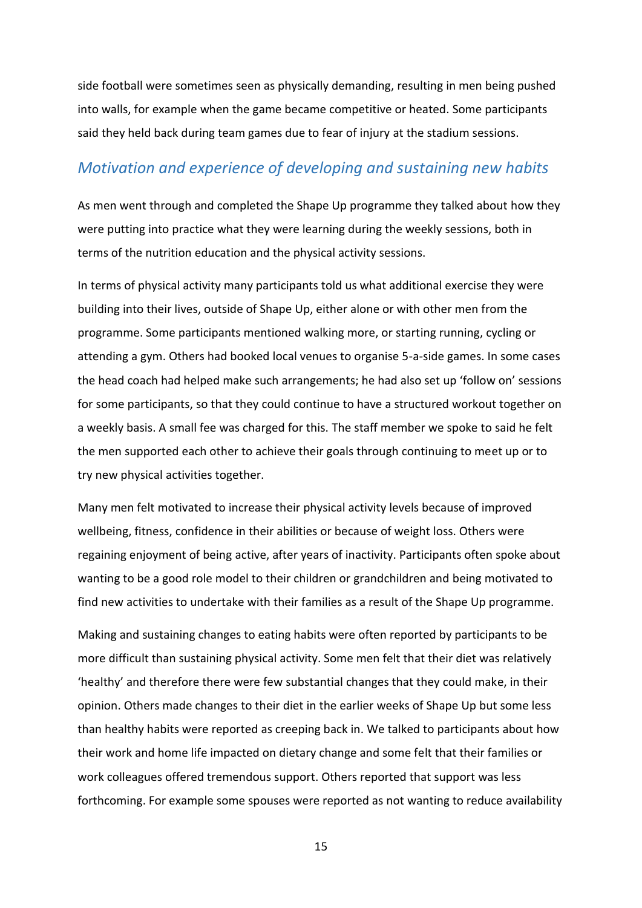side football were sometimes seen as physically demanding, resulting in men being pushed into walls, for example when the game became competitive or heated. Some participants said they held back during team games due to fear of injury at the stadium sessions.

## *Motivation and experience of developing and sustaining new habits*

As men went through and completed the Shape Up programme they talked about how they were putting into practice what they were learning during the weekly sessions, both in terms of the nutrition education and the physical activity sessions.

In terms of physical activity many participants told us what additional exercise they were building into their lives, outside of Shape Up, either alone or with other men from the programme. Some participants mentioned walking more, or starting running, cycling or attending a gym. Others had booked local venues to organise 5-a-side games. In some cases the head coach had helped make such arrangements; he had also set up 'follow on' sessions for some participants, so that they could continue to have a structured workout together on a weekly basis. A small fee was charged for this. The staff member we spoke to said he felt the men supported each other to achieve their goals through continuing to meet up or to try new physical activities together.

Many men felt motivated to increase their physical activity levels because of improved wellbeing, fitness, confidence in their abilities or because of weight loss. Others were regaining enjoyment of being active, after years of inactivity. Participants often spoke about wanting to be a good role model to their children or grandchildren and being motivated to find new activities to undertake with their families as a result of the Shape Up programme.

Making and sustaining changes to eating habits were often reported by participants to be more difficult than sustaining physical activity. Some men felt that their diet was relatively 'healthy' and therefore there were few substantial changes that they could make, in their opinion. Others made changes to their diet in the earlier weeks of Shape Up but some less than healthy habits were reported as creeping back in. We talked to participants about how their work and home life impacted on dietary change and some felt that their families or work colleagues offered tremendous support. Others reported that support was less forthcoming. For example some spouses were reported as not wanting to reduce availability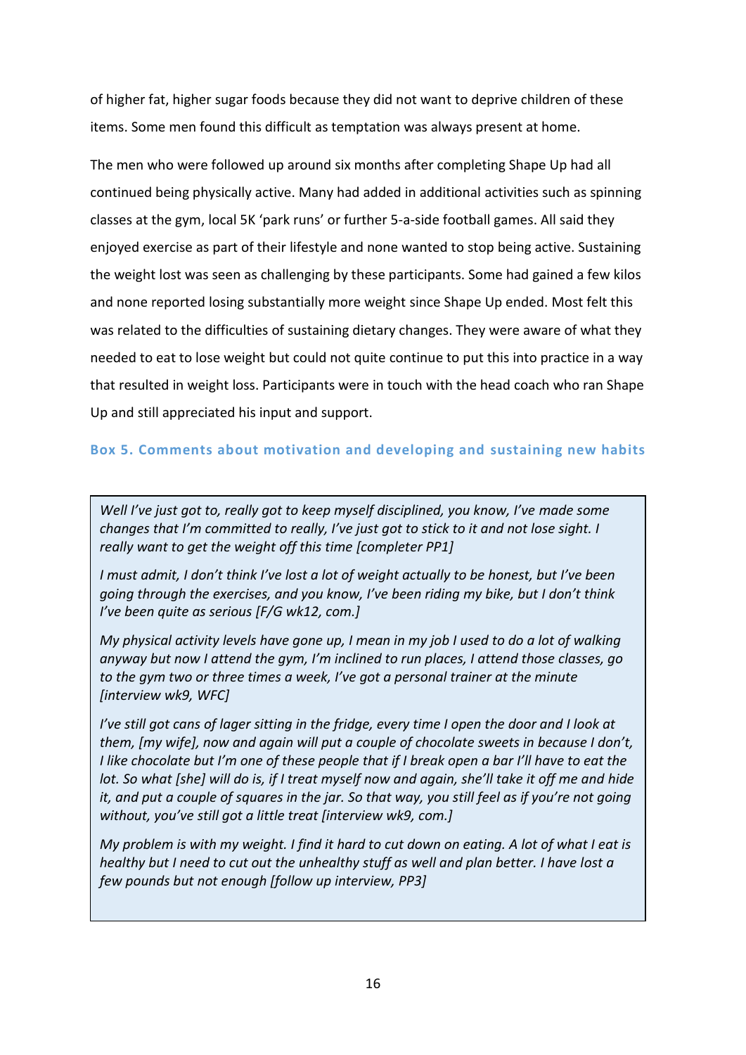of higher fat, higher sugar foods because they did not want to deprive children of these items. Some men found this difficult as temptation was always present at home.

The men who were followed up around six months after completing Shape Up had all continued being physically active. Many had added in additional activities such as spinning classes at the gym, local 5K 'park runs' or further 5-a-side football games. All said they enjoyed exercise as part of their lifestyle and none wanted to stop being active. Sustaining the weight lost was seen as challenging by these participants. Some had gained a few kilos and none reported losing substantially more weight since Shape Up ended. Most felt this was related to the difficulties of sustaining dietary changes. They were aware of what they needed to eat to lose weight but could not quite continue to put this into practice in a way that resulted in weight loss. Participants were in touch with the head coach who ran Shape Up and still appreciated his input and support.

### Box 5. Comments about motivation and developing and sustaining new habits

*Well I've just got to, really got to keep myself disciplined, you know, I've made some changes that I'm committed to really, I've just got to stick to it and not lose sight. I really want to get the weight off this time [completer PP1]*

*I must admit, I don't think I've lost a lot of weight actually to be honest, but I've been going through the exercises, and you know, I've been riding my bike, but I don't think I've been quite as serious [F/G wk12, com.]*

*My physical activity levels have gone up, I mean in my job I used to do a lot of walking anyway but now I attend the gym, I'm inclined to run places, I attend those classes, go to the gym two or three times a week, I've got a personal trainer at the minute [interview wk9, WFC]*

*I've still got cans of lager sitting in the fridge, every time I open the door and I look at them, [my wife], now and again will put a couple of chocolate sweets in because I don't, I like chocolate but I'm one of these people that if I break open a bar I'll have to eat the lot. So what [she] will do is, if I treat myself now and again, she'll take it off me and hide it, and put a couple of squares in the jar. So that way, you still feel as if you're not going without, you've still got a little treat [interview wk9, com.]*

*My problem is with my weight. I find it hard to cut down on eating. A lot of what I eat is healthy but I need to cut out the unhealthy stuff as well and plan better. I have lost a few pounds but not enough [follow up interview, PP3]*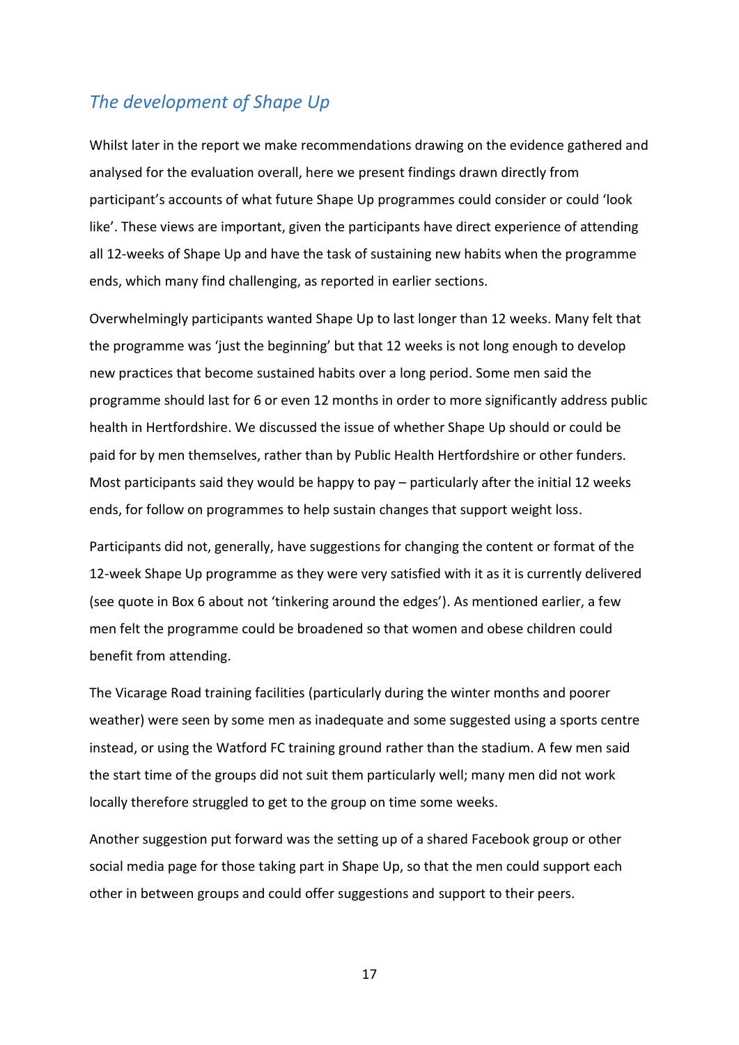## *The development of Shape Up*

Whilst later in the report we make recommendations drawing on the evidence gathered and analysed for the evaluation overall, here we present findings drawn directly from participant's accounts of what future Shape Up programmes could consider or could 'look like'. These views are important, given the participants have direct experience of attending all 12-weeks of Shape Up and have the task of sustaining new habits when the programme ends, which many find challenging, as reported in earlier sections.

Overwhelmingly participants wanted Shape Up to last longer than 12 weeks. Many felt that the programme was 'just the beginning' but that 12 weeks is not long enough to develop new practices that become sustained habits over a long period. Some men said the programme should last for 6 or even 12 months in order to more significantly address public health in Hertfordshire. We discussed the issue of whether Shape Up should or could be paid for by men themselves, rather than by Public Health Hertfordshire or other funders. Most participants said they would be happy to pay – particularly after the initial 12 weeks ends, for follow on programmes to help sustain changes that support weight loss.

Participants did not, generally, have suggestions for changing the content or format of the 12-week Shape Up programme as they were very satisfied with it as it is currently delivered (see quote in Box 6 about not 'tinkering around the edges'). As mentioned earlier, a few men felt the programme could be broadened so that women and obese children could benefit from attending.

The Vicarage Road training facilities (particularly during the winter months and poorer weather) were seen by some men as inadequate and some suggested using a sports centre instead, or using the Watford FC training ground rather than the stadium. A few men said the start time of the groups did not suit them particularly well; many men did not work locally therefore struggled to get to the group on time some weeks.

Another suggestion put forward was the setting up of a shared Facebook group or other social media page for those taking part in Shape Up, so that the men could support each other in between groups and could offer suggestions and support to their peers.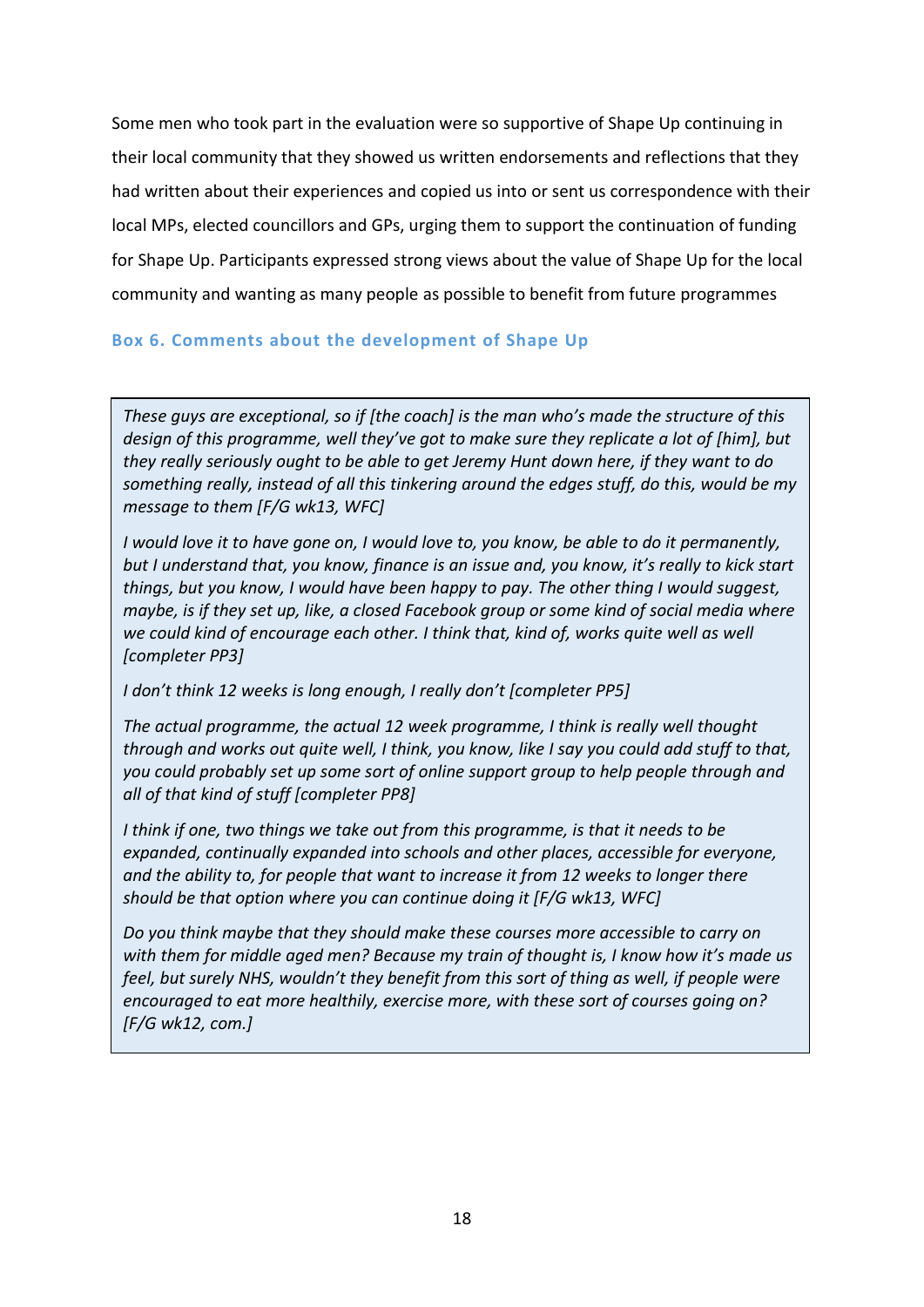Some men who took part in the evaluation were so supportive of Shape Up continuing in their local community that they showed us written endorsements and reflections that they had written about their experiences and copied us into or sent us correspondence with their local MPs, elected councillors and GPs, urging them to support the continuation of funding for Shape Up. Participants expressed strong views about the value of Shape Up for the local community and wanting as many people as possible to benefit from future programmes

### Box 6. Comments about the development of Shape Up

> *These guys are exceptional, so if [the coach] is the man who's made the structure of this design of this programme, well they've got to make sure they replicate a lot of [him], but they really seriously ought to be able to get Jeremy Hunt down here, if they want to do something really, instead of all this tinkering around the edges stuff, do this, would be my message to them [F/G wk13, WFC]*
>
> *I would love it to have gone on, I would love to, you know, be able to do it permanently, but I understand that, you know, finance is an issue and, you know, it's really to kick start things, but you know, I would have been happy to pay. The other thing I would suggest, maybe, is if they set up, like, a closed Facebook group or some kind of social media where we could kind of encourage each other. I think that, kind of, works quite well as well [completer PP3]*
>
> *I don't think 12 weeks is long enough, I really don't [completer PP5]*
>
> *The actual programme, the actual 12 week programme, I think is really well thought through and works out quite well, I think, you know, like I say you could add stuff to that, you could probably set up some sort of online support group to help people through and all of that kind of stuff [completer PP8]*
>
> *I think if one, two things we take out from this programme, is that it needs to be expanded, continually expanded into schools and other places, accessible for everyone, and the ability to, for people that want to increase it from 12 weeks to longer there should be that option where you can continue doing it [F/G wk13, WFC]*
>
> *Do you think maybe that they should make these courses more accessible to carry on with them for middle aged men? Because my train of thought is, I know how it's made us feel, but surely NHS, wouldn't they benefit from this sort of thing as well, if people were encouraged to eat more healthily, exercise more, with these sort of courses going on? [F/G wk12, com.]*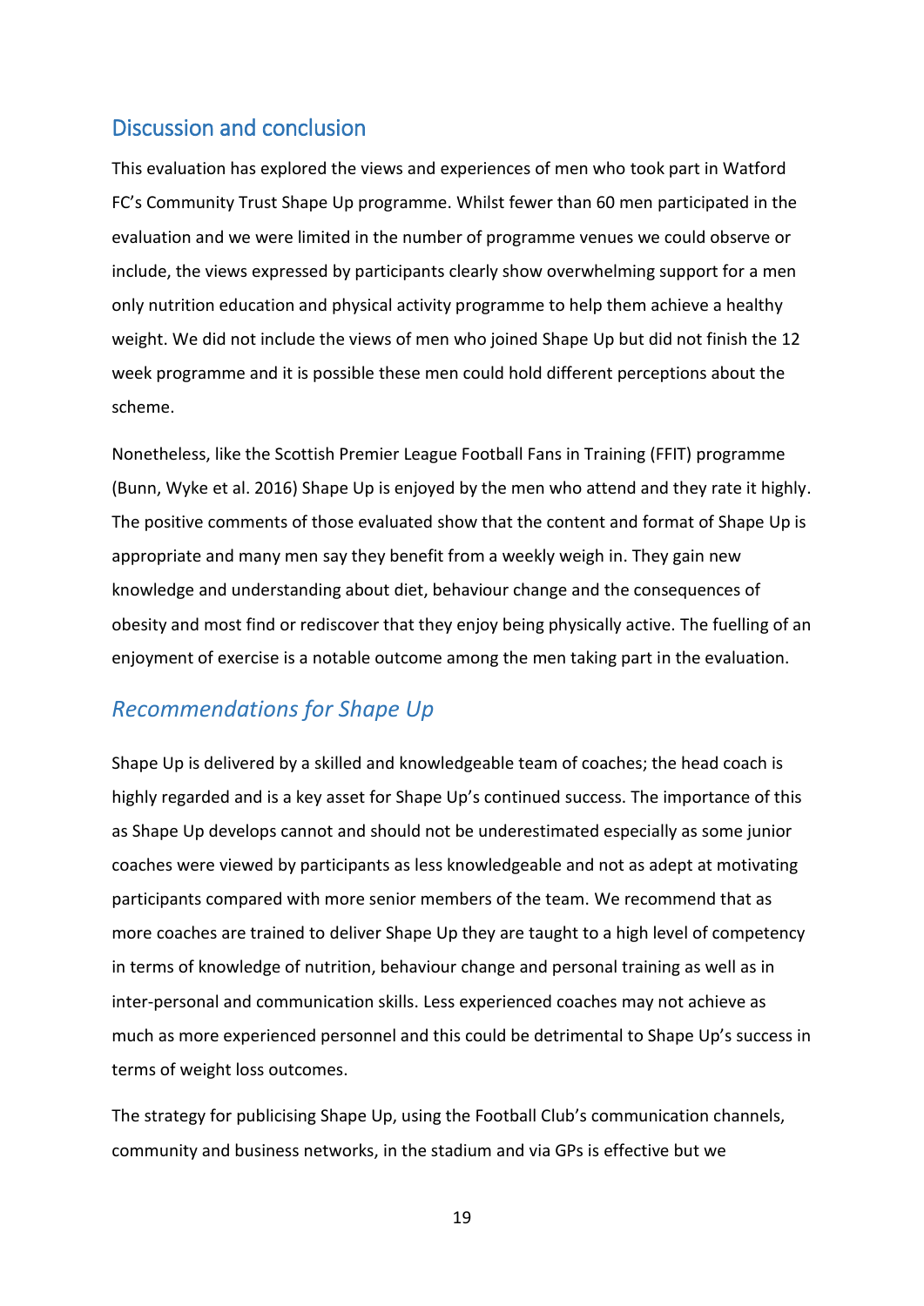## Discussion and conclusion

This evaluation has explored the views and experiences of men who took part in Watford FC's Community Trust Shape Up programme. Whilst fewer than 60 men participated in the evaluation and we were limited in the number of programme venues we could observe or include, the views expressed by participants clearly show overwhelming support for a men only nutrition education and physical activity programme to help them achieve a healthy weight. We did not include the views of men who joined Shape Up but did not finish the 12 week programme and it is possible these men could hold different perceptions about the scheme.

Nonetheless, like the Scottish Premier League Football Fans in Training (FFIT) programme (Bunn, Wyke et al. 2016) Shape Up is enjoyed by the men who attend and they rate it highly. The positive comments of those evaluated show that the content and format of Shape Up is appropriate and many men say they benefit from a weekly weigh in. They gain new knowledge and understanding about diet, behaviour change and the consequences of obesity and most find or rediscover that they enjoy being physically active. The fuelling of an enjoyment of exercise is a notable outcome among the men taking part in the evaluation.

### *Recommendations for Shape Up*

Shape Up is delivered by a skilled and knowledgeable team of coaches; the head coach is highly regarded and is a key asset for Shape Up's continued success. The importance of this as Shape Up develops cannot and should not be underestimated especially as some junior coaches were viewed by participants as less knowledgeable and not as adept at motivating participants compared with more senior members of the team. We recommend that as more coaches are trained to deliver Shape Up they are taught to a high level of competency in terms of knowledge of nutrition, behaviour change and personal training as well as in inter-personal and communication skills. Less experienced coaches may not achieve as much as more experienced personnel and this could be detrimental to Shape Up's success in terms of weight loss outcomes.

The strategy for publicising Shape Up, using the Football Club's communication channels, community and business networks, in the stadium and via GPs is effective but we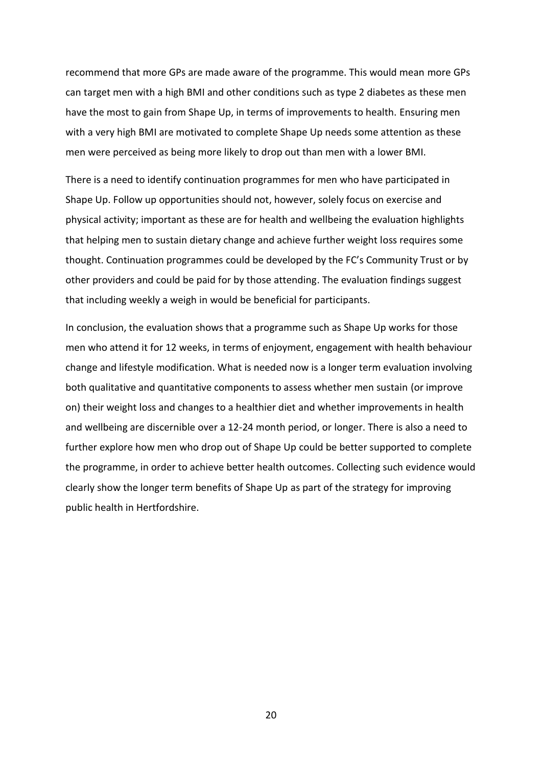recommend that more GPs are made aware of the programme. This would mean more GPs can target men with a high BMI and other conditions such as type 2 diabetes as these men have the most to gain from Shape Up, in terms of improvements to health. Ensuring men with a very high BMI are motivated to complete Shape Up needs some attention as these men were perceived as being more likely to drop out than men with a lower BMI.

There is a need to identify continuation programmes for men who have participated in Shape Up. Follow up opportunities should not, however, solely focus on exercise and physical activity; important as these are for health and wellbeing the evaluation highlights that helping men to sustain dietary change and achieve further weight loss requires some thought. Continuation programmes could be developed by the FC's Community Trust or by other providers and could be paid for by those attending. The evaluation findings suggest that including weekly a weigh in would be beneficial for participants.

In conclusion, the evaluation shows that a programme such as Shape Up works for those men who attend it for 12 weeks, in terms of enjoyment, engagement with health behaviour change and lifestyle modification. What is needed now is a longer term evaluation involving both qualitative and quantitative components to assess whether men sustain (or improve on) their weight loss and changes to a healthier diet and whether improvements in health and wellbeing are discernible over a 12-24 month period, or longer. There is also a need to further explore how men who drop out of Shape Up could be better supported to complete the programme, in order to achieve better health outcomes. Collecting such evidence would clearly show the longer term benefits of Shape Up as part of the strategy for improving public health in Hertfordshire.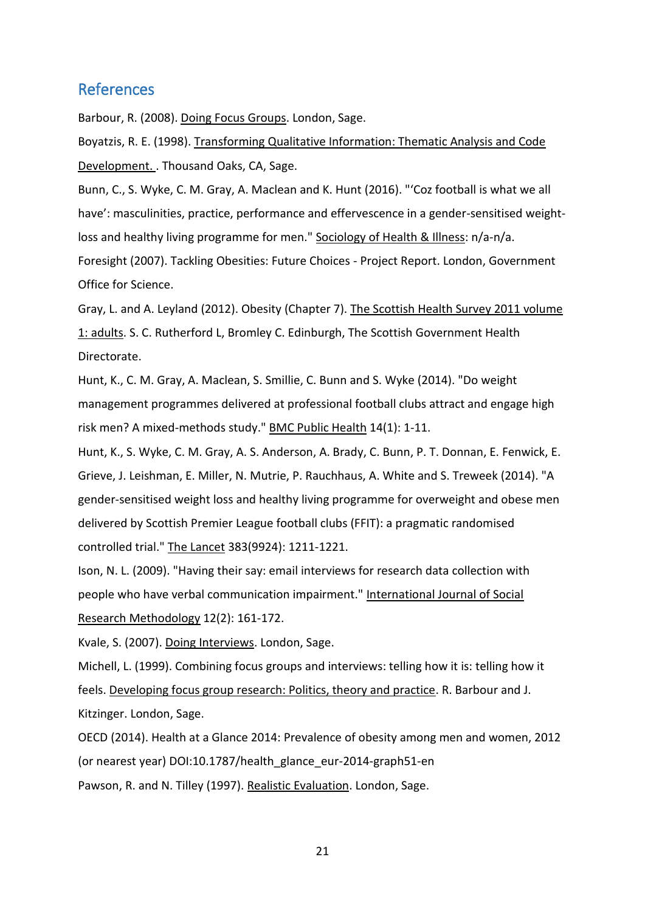## References

Barbour, R. (2008). Doing Focus Groups. London, Sage.

Boyatzis, R. E. (1998). Transforming Qualitative Information: Thematic Analysis and Code Development. . Thousand Oaks, CA, Sage.

Bunn, C., S. Wyke, C. M. Gray, A. Maclean and K. Hunt (2016). "'Coz football is what we all have': masculinities, practice, performance and effervescence in a gender-sensitised weight-loss and healthy living programme for men." Sociology of Health & Illness: n/a-n/a.

Foresight (2007). Tackling Obesities: Future Choices - Project Report. London, Government Office for Science.

Gray, L. and A. Leyland (2012). Obesity (Chapter 7). The Scottish Health Survey 2011 volume 1: adults. S. C. Rutherford L, Bromley C. Edinburgh, The Scottish Government Health Directorate.

Hunt, K., C. M. Gray, A. Maclean, S. Smillie, C. Bunn and S. Wyke (2014). "Do weight management programmes delivered at professional football clubs attract and engage high risk men? A mixed-methods study." BMC Public Health 14(1): 1-11.

Hunt, K., S. Wyke, C. M. Gray, A. S. Anderson, A. Brady, C. Bunn, P. T. Donnan, E. Fenwick, E. Grieve, J. Leishman, E. Miller, N. Mutrie, P. Rauchhaus, A. White and S. Treweek (2014). "A gender-sensitised weight loss and healthy living programme for overweight and obese men delivered by Scottish Premier League football clubs (FFIT): a pragmatic randomised controlled trial." The Lancet 383(9924): 1211-1221.

Ison, N. L. (2009). "Having their say: email interviews for research data collection with people who have verbal communication impairment." International Journal of Social Research Methodology 12(2): 161-172.

Kvale, S. (2007). Doing Interviews. London, Sage.

Michell, L. (1999). Combining focus groups and interviews: telling how it is: telling how it feels. Developing focus group research: Politics, theory and practice. R. Barbour and J. Kitzinger. London, Sage.

OECD (2014). Health at a Glance 2014: Prevalence of obesity among men and women, 2012 (or nearest year) DOI:10.1787/health_glance_eur-2014-graph51-en

Pawson, R. and N. Tilley (1997). Realistic Evaluation. London, Sage.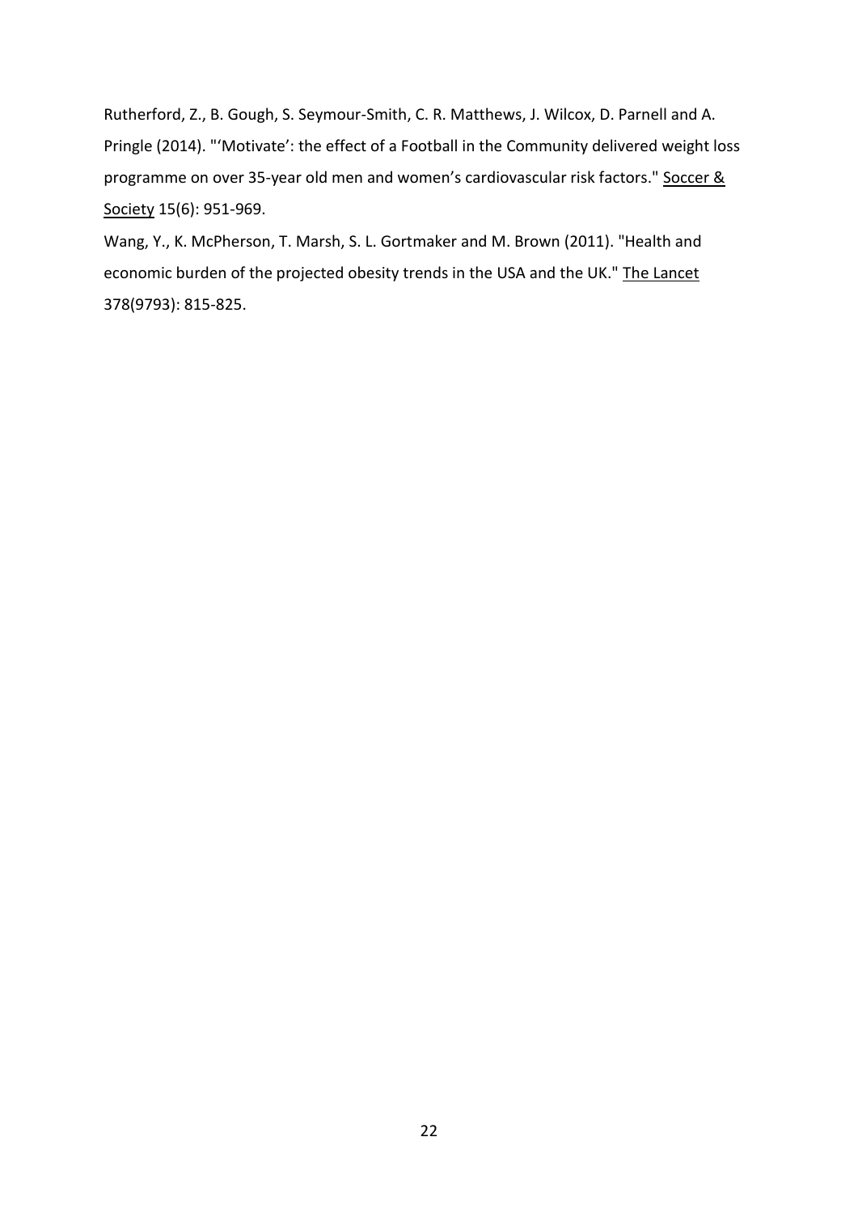Rutherford, Z., B. Gough, S. Seymour-Smith, C. R. Matthews, J. Wilcox, D. Parnell and A. Pringle (2014). "'Motivate': the effect of a Football in the Community delivered weight loss programme on over 35-year old men and women's cardiovascular risk factors." Soccer & Society 15(6): 951-969.

Wang, Y., K. McPherson, T. Marsh, S. L. Gortmaker and M. Brown (2011). "Health and economic burden of the projected obesity trends in the USA and the UK." The Lancet 378(9793): 815-825.